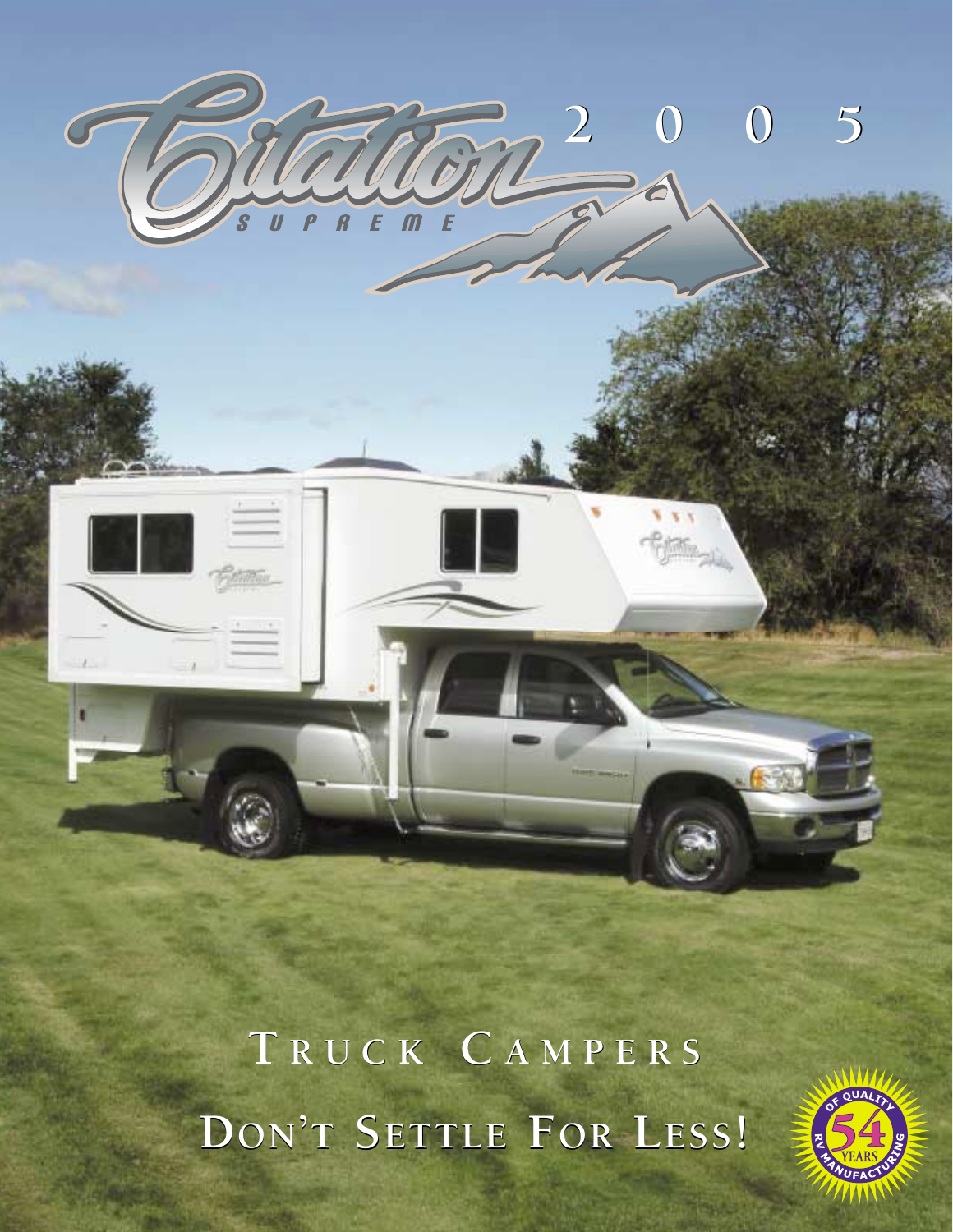# Citation 2005

SUPREME

## TRUCK CAMPERS

## DON'T SETTLE FOR LESS!

54 YEARS OF QUALITY RV MANUFACTURING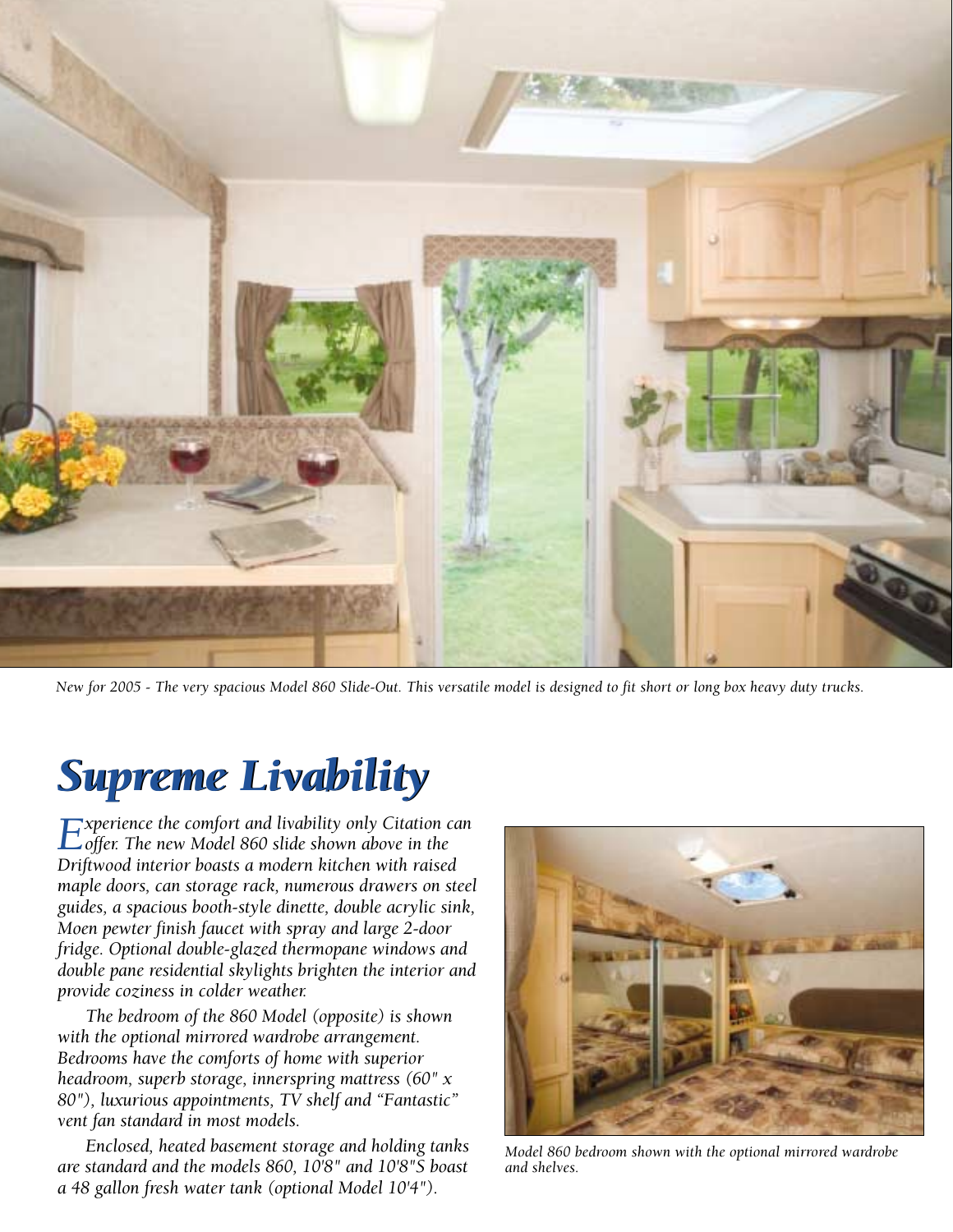*New for 2005 - The very spacious Model 860 Slide-Out. This versatile model is designed to fit short or long box heavy duty trucks.*

# Supreme Livability

*Experience the comfort and livability only Citation can offer. The new Model 860 slide shown above in the Driftwood interior boasts a modern kitchen with raised maple doors, can storage rack, numerous drawers on steel guides, a spacious booth-style dinette, double acrylic sink, Moen pewter finish faucet with spray and large 2-door fridge. Optional double-glazed thermopane windows and double pane residential skylights brighten the interior and provide coziness in colder weather.*

*The bedroom of the 860 Model (opposite) is shown with the optional mirrored wardrobe arrangement. Bedrooms have the comforts of home with superior headroom, superb storage, innerspring mattress (60" x 80"), luxurious appointments, TV shelf and "Fantastic" vent fan standard in most models.*

*Enclosed, heated basement storage and holding tanks are standard and the models 860, 10'8" and 10'8"S boast a 48 gallon fresh water tank (optional Model 10'4").*

*Model 860 bedroom shown with the optional mirrored wardrobe and shelves.*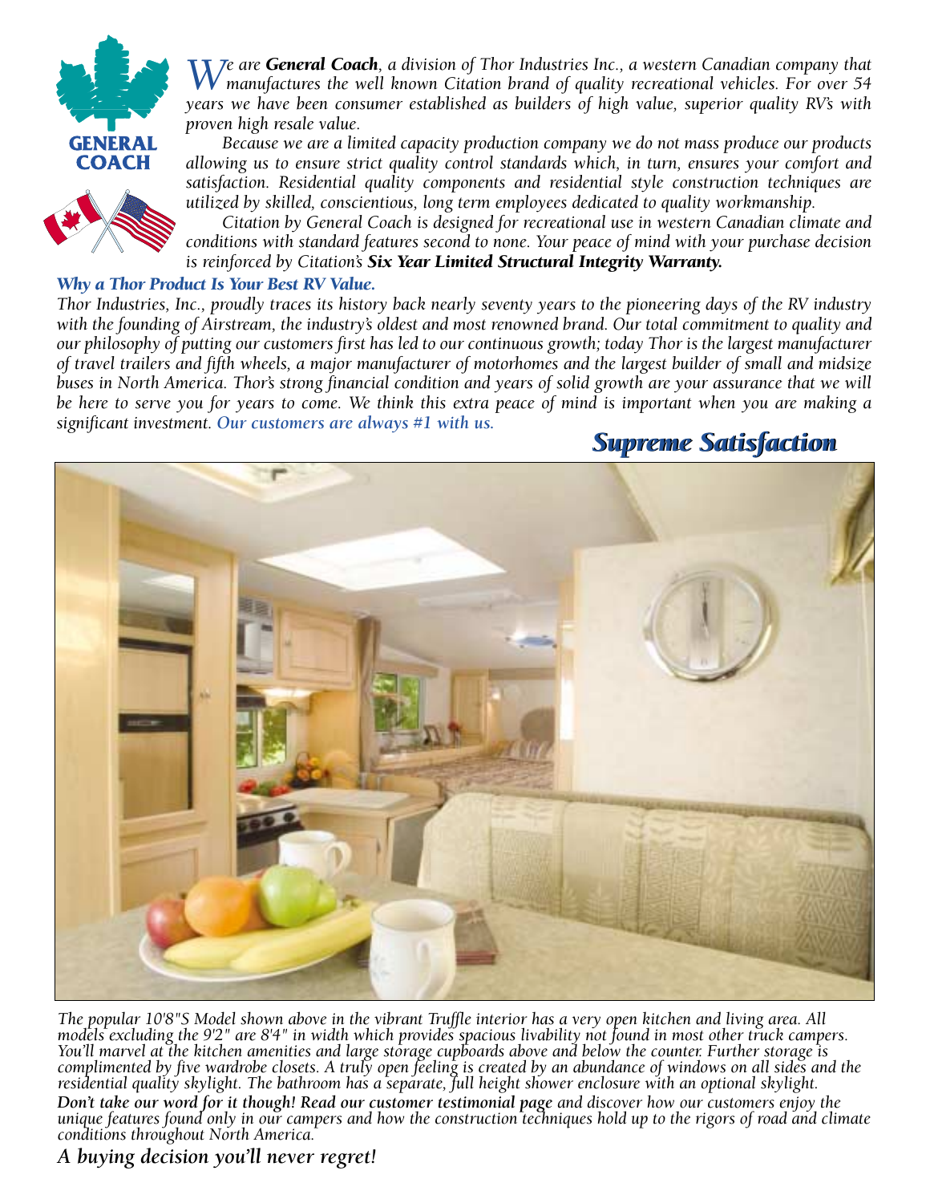GENERAL COACH

*We are **General Coach**, a division of Thor Industries Inc., a western Canadian company that manufactures the well known Citation brand of quality recreational vehicles. For over 54 years we have been consumer established as builders of high value, superior quality RV's with proven high resale value.*

*Because we are a limited capacity production company we do not mass produce our products allowing us to ensure strict quality control standards which, in turn, ensures your comfort and satisfaction. Residential quality components and residential style construction techniques are utilized by skilled, conscientious, long term employees dedicated to quality workmanship.*

*Citation by General Coach is designed for recreational use in western Canadian climate and conditions with standard features second to none. Your peace of mind with your purchase decision is reinforced by Citation's **Six Year Limited Structural Integrity Warranty.***

***Why a Thor Product Is Your Best RV Value.***

*Thor Industries, Inc., proudly traces its history back nearly seventy years to the pioneering days of the RV industry with the founding of Airstream, the industry's oldest and most renowned brand. Our total commitment to quality and our philosophy of putting our customers first has led to our continuous growth; today Thor is the largest manufacturer of travel trailers and fifth wheels, a major manufacturer of motorhomes and the largest builder of small and midsize buses in North America. Thor's strong financial condition and years of solid growth are your assurance that we will be here to serve you for years to come. We think this extra peace of mind is important when you are making a significant investment. Our customers are always #1 with us.*

## *Supreme Satisfaction*

*The popular 10'8"S Model shown above in the vibrant Truffle interior has a very open kitchen and living area. All models excluding the 9'2" are 8'4" in width which provides spacious livability not found in most other truck campers. You'll marvel at the kitchen amenities and large storage cupboards above and below the counter. Further storage is complimented by five wardrobe closets. A truly open feeling is created by an abundance of windows on all sides and the residential quality skylight. The bathroom has a separate, full height shower enclosure with an optional skylight.*

***Don't take our word for it though! Read our customer testimonial page** and discover how our customers enjoy the unique features found only in our campers and how the construction techniques hold up to the rigors of road and climate conditions throughout North America.*

***A buying decision you'll never regret!***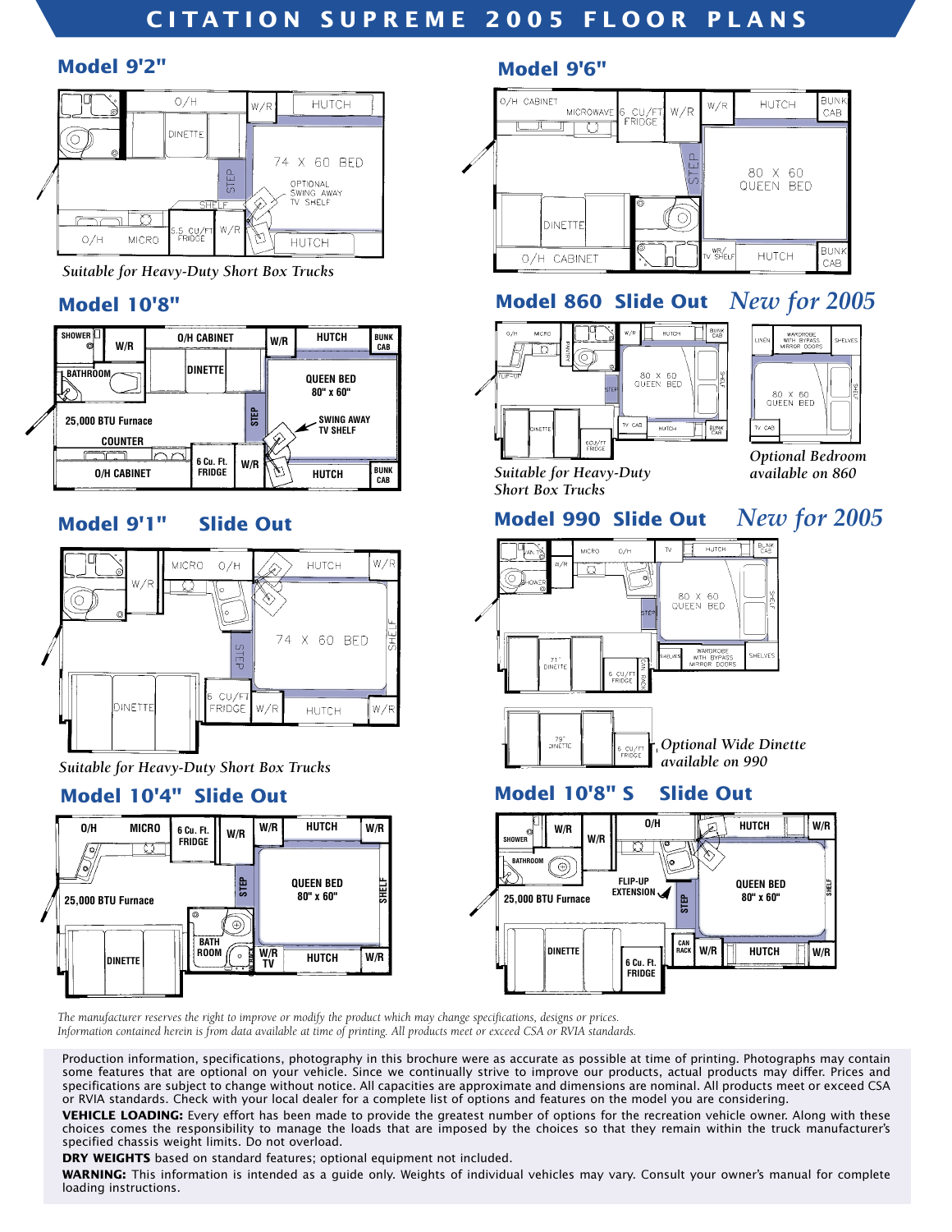# CITATION SUPREME 2005 FLOOR PLANS

## Model 9'2"

*Suitable for Heavy-Duty Short Box Trucks*

## Model 9'6"

## Model 10'8"

## Model 860 Slide Out *New for 2005*

*Suitable for Heavy-Duty Short Box Trucks*

*Optional Bedroom available on 860*

## Model 9'1" Slide Out

*Suitable for Heavy-Duty Short Box Trucks*

## Model 990 Slide Out *New for 2005*

*Optional Wide Dinette available on 990*

## Model 10'4" Slide Out

## Model 10'8" S Slide Out

*The manufacturer reserves the right to improve or modify the product which may change specifications, designs or prices.*
*Information contained herein is from data available at time of printing. All products meet or exceed CSA or RVIA standards.*

Production information, specifications, photography in this brochure were as accurate as possible at time of printing. Photographs may contain some features that are optional on your vehicle. Since we continually strive to improve our products, actual products may differ. Prices and specifications are subject to change without notice. All capacities are approximate and dimensions are nominal. All products meet or exceed CSA or RVIA standards. Check with your local dealer for a complete list of options and features on the model you are considering.

**VEHICLE LOADING:** Every effort has been made to provide the greatest number of options for the recreation vehicle owner. Along with these choices comes the responsibility to manage the loads that are imposed by the choices so that they remain within the truck manufacturer's specified chassis weight limits. Do not overload.

**DRY WEIGHTS** based on standard features; optional equipment not included.

**WARNING:** This information is intended as a guide only. Weights of individual vehicles may vary. Consult your owner's manual for complete loading instructions.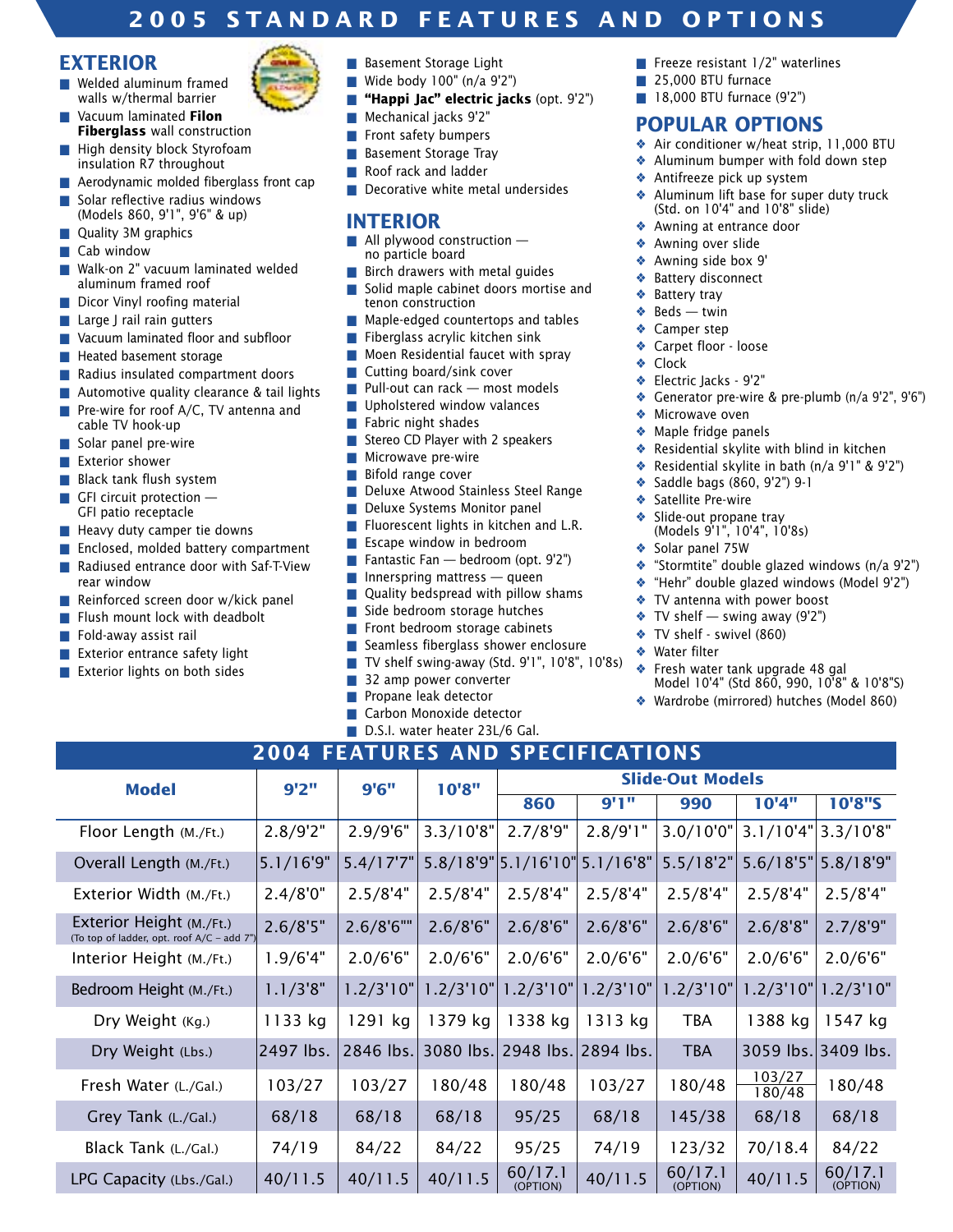# 2005 STANDARD FEATURES AND OPTIONS

## EXTERIOR

- Welded aluminum framed walls w/thermal barrier
- Vacuum laminated **Filon Fiberglass** wall construction
- High density block Styrofoam insulation R7 throughout
- Aerodynamic molded fiberglass front cap
- Solar reflective radius windows (Models 860, 9'1", 9'6" & up)
- Quality 3M graphics
- Cab window
- Walk-on 2" vacuum laminated welded aluminum framed roof
- Dicor Vinyl roofing material
- Large J rail rain gutters
- Vacuum laminated floor and subfloor
- Heated basement storage
- Radius insulated compartment doors
- Automotive quality clearance & tail lights
- Pre-wire for roof A/C, TV antenna and cable TV hook-up
- Solar panel pre-wire
- Exterior shower
- Black tank flush system
- GFI circuit protection — GFI patio receptacle
- Heavy duty camper tie downs
- Enclosed, molded battery compartment
- Radiused entrance door with Saf-T-View rear window
- Reinforced screen door w/kick panel
- Flush mount lock with deadbolt
- Fold-away assist rail
- Exterior entrance safety light
- Exterior lights on both sides
- Basement Storage Light
- Wide body 100" (n/a 9'2")
- **"Happi Jac" electric jacks** (opt. 9'2")
- Mechanical jacks 9'2"
- Front safety bumpers
- Basement Storage Tray
- Roof rack and ladder
- Decorative white metal undersides

## INTERIOR

- All plywood construction — no particle board
- Birch drawers with metal guides
- Solid maple cabinet doors mortise and tenon construction
- Maple-edged countertops and tables
- Fiberglass acrylic kitchen sink
- Moen Residential faucet with spray
- Cutting board/sink cover
- Pull-out can rack — most models
- Upholstered window valances
- Fabric night shades
- Stereo CD Player with 2 speakers
- Microwave pre-wire
- Bifold range cover
- Deluxe Atwood Stainless Steel Range
- Deluxe Systems Monitor panel
- Fluorescent lights in kitchen and L.R.
- Escape window in bedroom
- Fantastic Fan — bedroom (opt. 9'2")
- Innerspring mattress — queen
- Quality bedspread with pillow shams
- Side bedroom storage hutches
- Front bedroom storage cabinets
- Seamless fiberglass shower enclosure
- TV shelf swing-away (Std. 9'1", 10'8", 10'8s)
- 32 amp power converter
- Propane leak detector
- Carbon Monoxide detector
- D.S.I. water heater 23L/6 Gal.
- Freeze resistant 1/2" waterlines
- 25,000 BTU furnace
- 18,000 BTU furnace (9'2")

## POPULAR OPTIONS

- Air conditioner w/heat strip, 11,000 BTU
- Aluminum bumper with fold down step
- Antifreeze pick up system
- Aluminum lift base for super duty truck (Std. on 10'4" and 10'8" slide)
- Awning at entrance door
- Awning over slide
- Awning side box 9'
- Battery disconnect
- Battery tray
- Beds — twin
- Camper step
- Carpet floor - loose
- Clock
- Electric Jacks - 9'2"
- Generator pre-wire & pre-plumb (n/a 9'2", 9'6")
- Microwave oven
- Maple fridge panels
- Residential skylite with blind in kitchen
- Residential skylite in bath (n/a 9'1" & 9'2")
- Saddle bags (860, 9'2") 9-1
- Satellite Pre-wire
- Slide-out propane tray (Models 9'1", 10'4", 10'8s)
- Solar panel 75W
- "Stormtite" double glazed windows (n/a 9'2")
- "Hehr" double glazed windows (Model 9'2")
- TV antenna with power boost
- TV shelf — swing away (9'2")
- TV shelf - swivel (860)
- Water filter
- Fresh water tank upgrade 48 gal Model 10'4" (Std 860, 990, 10'8" & 10'8"S)
- Wardrobe (mirrored) hutches (Model 860)

# 2004 FEATURES AND SPECIFICATIONS

| Model | 9'2" | 9'6" | 10'8" | Slide-Out Models | | | | |
|---|---|---|---|---|---|---|---|---|
| | | | | 860 | 9'1" | 990 | 10'4" | 10'8"S |
| Floor Length (M./Ft.) | 2.8/9'2" | 2.9/9'6" | 3.3/10'8" | 2.7/8'9" | 2.8/9'1" | 3.0/10'0" | 3.1/10'4" | 3.3/10'8" |
| Overall Length (M./Ft.) | 5.1/16'9" | 5.4/17'7" | 5.8/18'9" | 5.1/16'10" | 5.1/16'8" | 5.5/18'2" | 5.6/18'5" | 5.8/18'9" |
| Exterior Width (M./Ft.) | 2.4/8'0" | 2.5/8'4" | 2.5/8'4" | 2.5/8'4" | 2.5/8'4" | 2.5/8'4" | 2.5/8'4" | 2.5/8'4" |
| Exterior Height (M./Ft.) (To top of ladder, opt. roof A/C – add 7") | 2.6/8'5" | 2.6/8'6"" | 2.6/8'6" | 2.6/8'6" | 2.6/8'6" | 2.6/8'6" | 2.6/8'8" | 2.7/8'9" |
| Interior Height (M./Ft.) | 1.9/6'4" | 2.0/6'6" | 2.0/6'6" | 2.0/6'6" | 2.0/6'6" | 2.0/6'6" | 2.0/6'6" | 2.0/6'6" |
| Bedroom Height (M./Ft.) | 1.1/3'8" | 1.2/3'10" | 1.2/3'10" | 1.2/3'10" | 1.2/3'10" | 1.2/3'10" | 1.2/3'10" | 1.2/3'10" |
| Dry Weight (Kg.) | 1133 kg | 1291 kg | 1379 kg | 1338 kg | 1313 kg | TBA | 1388 kg | 1547 kg |
| Dry Weight (Lbs.) | 2497 lbs. | 2846 lbs. | 3080 lbs. | 2948 lbs. | 2894 lbs. | TBA | 3059 lbs. | 3409 lbs. |
| Fresh Water (L./Gal.) | 103/27 | 103/27 | 180/48 | 180/48 | 103/27 | 180/48 | 103/27 180/48 | 180/48 |
| Grey Tank (L./Gal.) | 68/18 | 68/18 | 68/18 | 95/25 | 68/18 | 145/38 | 68/18 | 68/18 |
| Black Tank (L./Gal.) | 74/19 | 84/22 | 84/22 | 95/25 | 74/19 | 123/32 | 70/18.4 | 84/22 |
| LPG Capacity (Lbs./Gal.) | 40/11.5 | 40/11.5 | 40/11.5 | 60/17.1 (OPTION) | 40/11.5 | 60/17.1 (OPTION) | 40/11.5 | 60/17.1 (OPTION) |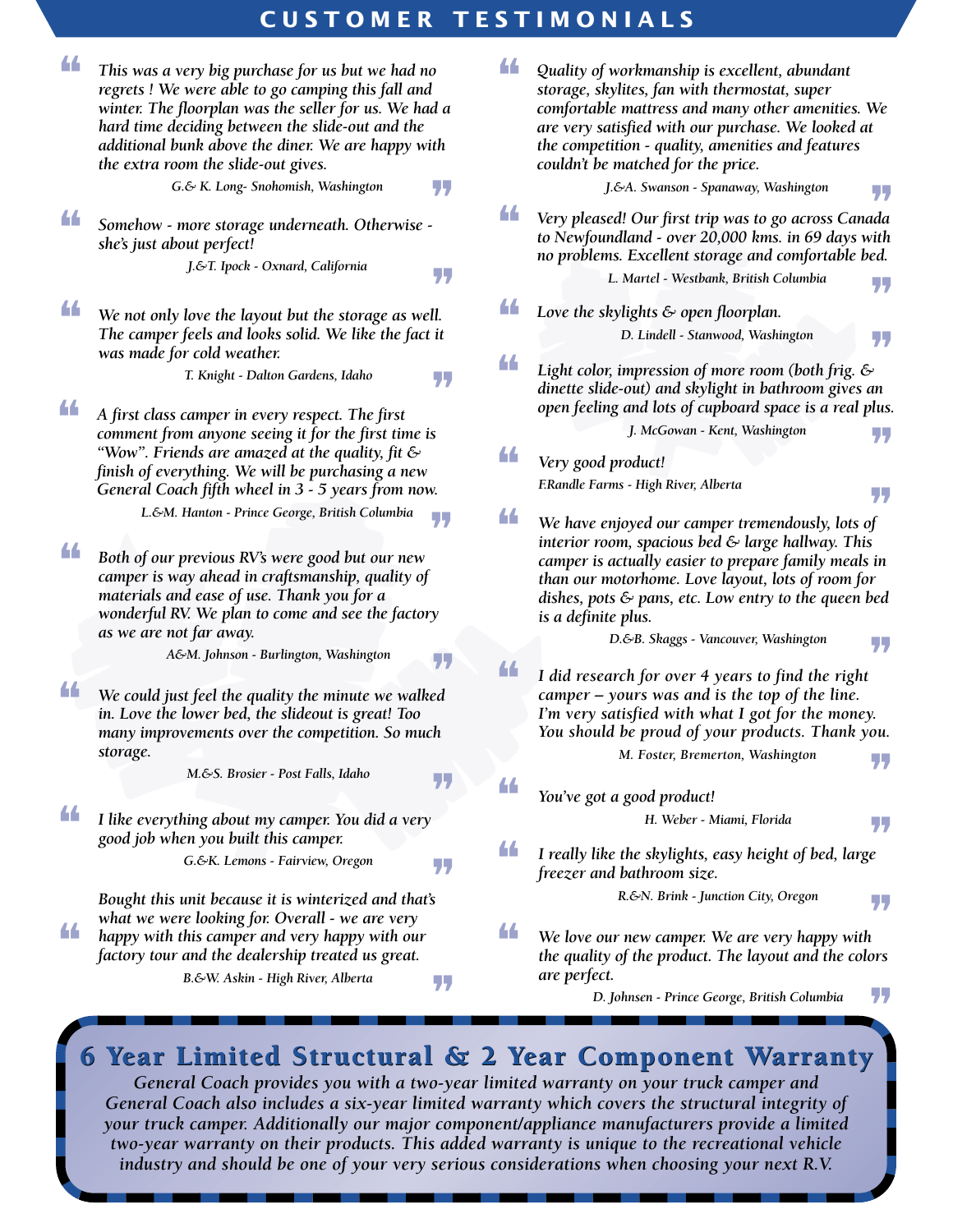# CUSTOMER TESTIMONIALS

*This was a very big purchase for us but we had no regrets ! We were able to go camping this fall and winter. The floorplan was the seller for us. We had a hard time deciding between the slide-out and the additional bunk above the diner. We are happy with the extra room the slide-out gives.*

*G.& K. Long- Snohomish, Washington*

*Somehow - more storage underneath. Otherwise - she's just about perfect!*

*J.&T. Ipock - Oxnard, California*

*We not only love the layout but the storage as well. The camper feels and looks solid. We like the fact it was made for cold weather.*

*T. Knight - Dalton Gardens, Idaho*

*A first class camper in every respect. The first comment from anyone seeing it for the first time is "Wow". Friends are amazed at the quality, fit & finish of everything. We will be purchasing a new General Coach fifth wheel in 3 - 5 years from now.*

*L.&M. Hanton - Prince George, British Columbia*

*Both of our previous RV's were good but our new camper is way ahead in craftsmanship, quality of materials and ease of use. Thank you for a wonderful RV. We plan to come and see the factory as we are not far away.*

*A&M. Johnson - Burlington, Washington*

*We could just feel the quality the minute we walked in. Love the lower bed, the slideout is great! Too many improvements over the competition. So much storage.*

*M.&S. Brosier - Post Falls, Idaho*

*I like everything about my camper. You did a very good job when you built this camper.*

*G.&K. Lemons - Fairview, Oregon*

*Bought this unit because it is winterized and that's what we were looking for. Overall - we are very happy with this camper and very happy with our factory tour and the dealership treated us great.*

*B.&W. Askin - High River, Alberta*

*Quality of workmanship is excellent, abundant storage, skylites, fan with thermostat, super comfortable mattress and many other amenities. We are very satisfied with our purchase. We looked at the competition - quality, amenities and features couldn't be matched for the price.*

*J.&A. Swanson - Spanaway, Washington*

*Very pleased! Our first trip was to go across Canada to Newfoundland - over 20,000 kms. in 69 days with no problems. Excellent storage and comfortable bed.*

*L. Martel - Westbank, British Columbia*

*Love the skylights & open floorplan.*

*D. Lindell - Stanwood, Washington*

*Light color, impression of more room (both frig. & dinette slide-out) and skylight in bathroom gives an open feeling and lots of cupboard space is a real plus.*

*J. McGowan - Kent, Washington*

*Very good product!*

*F.Randle Farms - High River, Alberta*

*We have enjoyed our camper tremendously, lots of interior room, spacious bed & large hallway. This camper is actually easier to prepare family meals in than our motorhome. Love layout, lots of room for dishes, pots & pans, etc. Low entry to the queen bed is a definite plus.*

*D.&B. Skaggs - Vancouver, Washington*

*I did research for over 4 years to find the right camper – yours was and is the top of the line. I'm very satisfied with what I got for the money. You should be proud of your products. Thank you.*

*M. Foster, Bremerton, Washington*

*You've got a good product!*

*H. Weber - Miami, Florida*

*I really like the skylights, easy height of bed, large freezer and bathroom size.*

*R.&N. Brink - Junction City, Oregon*

*We love our new camper. We are very happy with the quality of the product. The layout and the colors are perfect.*

*D. Johnsen - Prince George, British Columbia*

## 6 Year Limited Structural & 2 Year Component Warranty

*General Coach provides you with a two-year limited warranty on your truck camper and General Coach also includes a six-year limited warranty which covers the structural integrity of your truck camper. Additionally our major component/appliance manufacturers provide a limited two-year warranty on their products. This added warranty is unique to the recreational vehicle industry and should be one of your very serious considerations when choosing your next R.V.*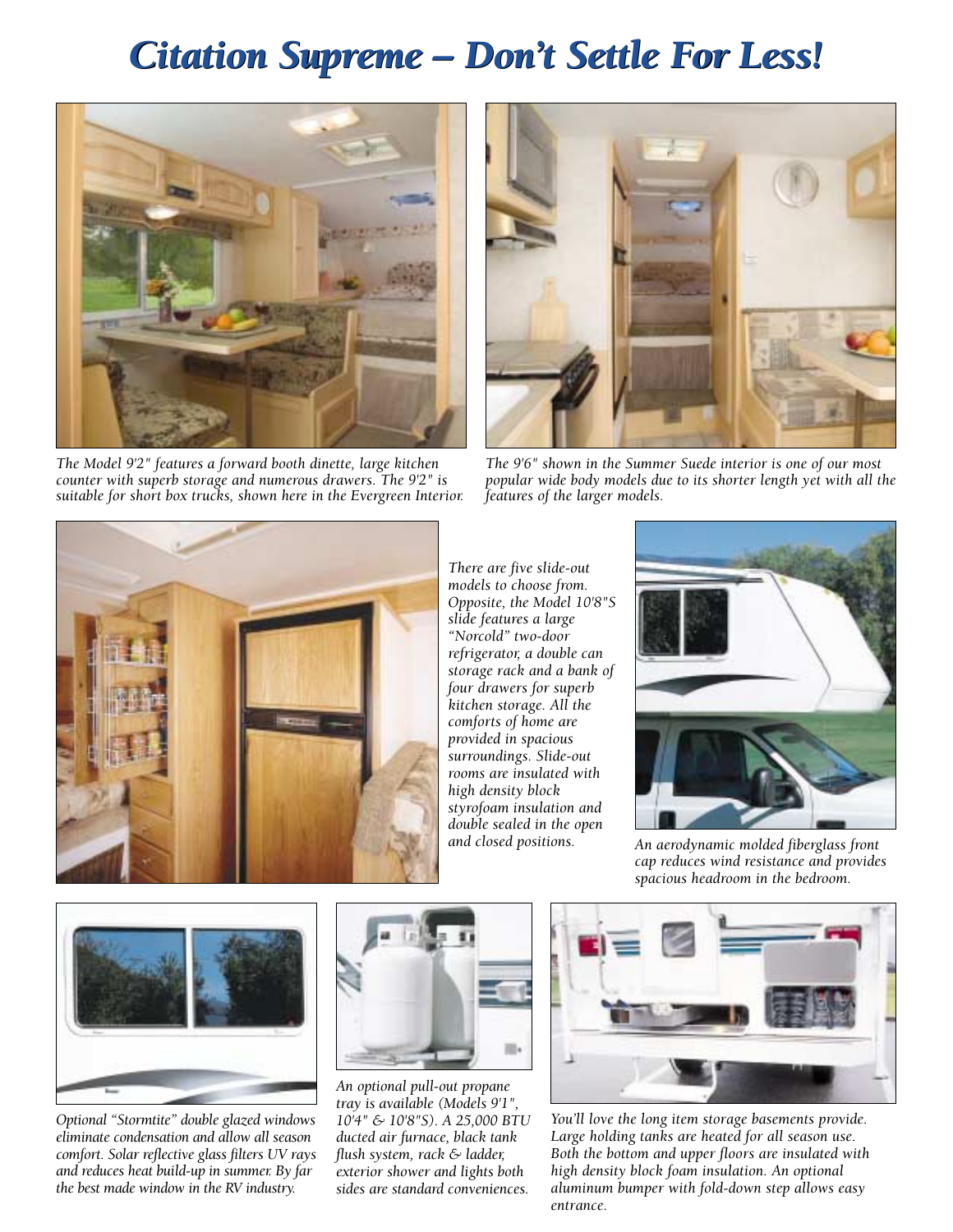# *Citation Supreme – Don't Settle For Less!*

*The Model 9'2" features a forward booth dinette, large kitchen counter with superb storage and numerous drawers. The 9'2" is suitable for short box trucks, shown here in the Evergreen Interior.*

*The 9'6" shown in the Summer Suede interior is one of our most popular wide body models due to its shorter length yet with all the features of the larger models.*

*There are five slide-out models to choose from. Opposite, the Model 10'8"S slide features a large "Norcold" two-door refrigerator, a double can storage rack and a bank of four drawers for superb kitchen storage. All the comforts of home are provided in spacious surroundings. Slide-out rooms are insulated with high density block styrofoam insulation and double sealed in the open and closed positions.*

*An aerodynamic molded fiberglass front cap reduces wind resistance and provides spacious headroom in the bedroom.*

*Optional "Stormtite" double glazed windows eliminate condensation and allow all season comfort. Solar reflective glass filters UV rays and reduces heat build-up in summer. By far the best made window in the RV industry.*

*An optional pull-out propane tray is available (Models 9'1", 10'4" & 10'8"S). A 25,000 BTU ducted air furnace, black tank flush system, rack & ladder, exterior shower and lights both sides are standard conveniences.*

*You'll love the long item storage basements provide. Large holding tanks are heated for all season use. Both the bottom and upper floors are insulated with high density block foam insulation. An optional aluminum bumper with fold-down step allows easy entrance.*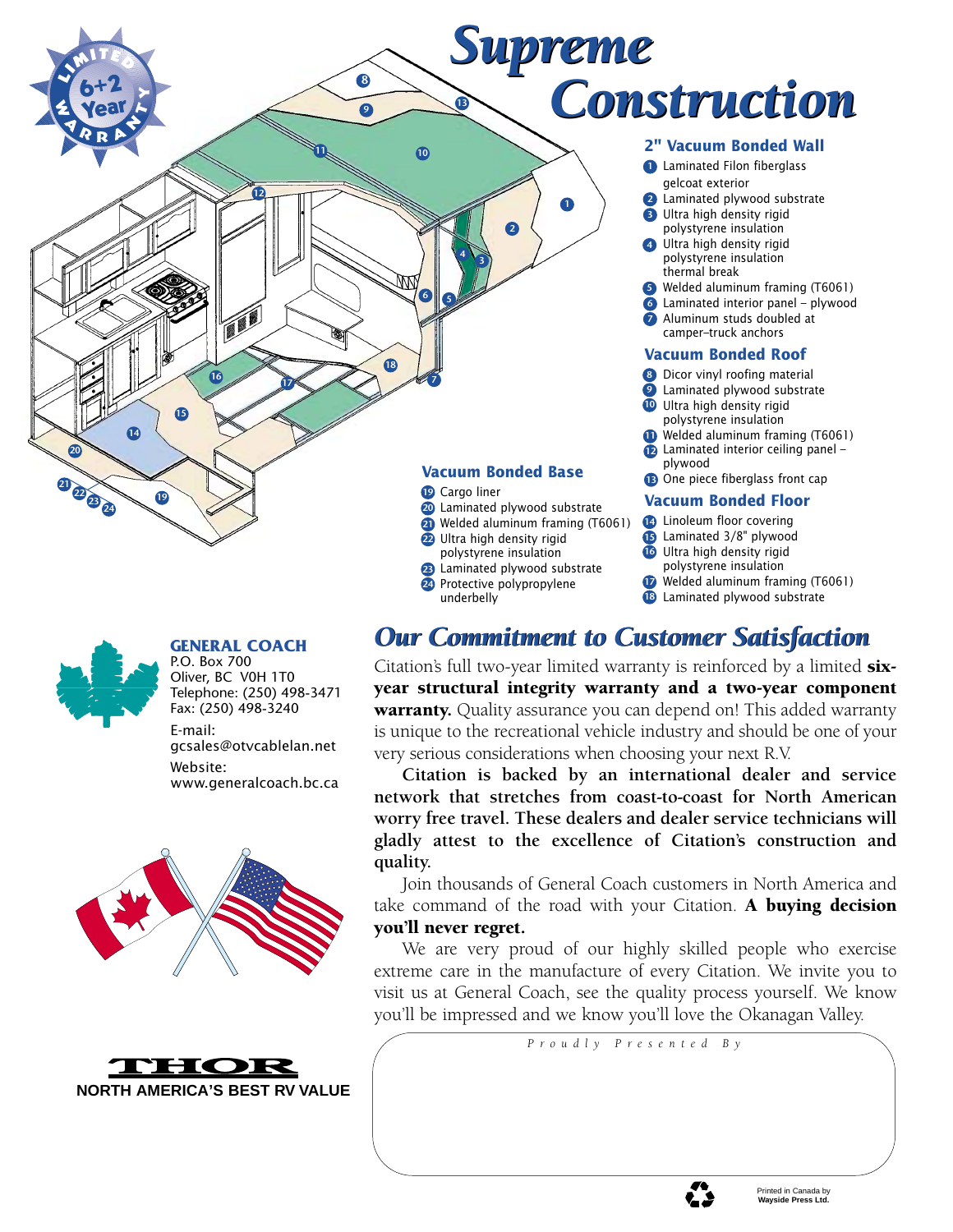# Supreme Construction

LIMITED 6+2 Year WARRANTY

## 2" Vacuum Bonded Wall

1. Laminated Filon fiberglass gelcoat exterior
2. Laminated plywood substrate
3. Ultra high density rigid polystyrene insulation
4. Ultra high density rigid polystyrene insulation thermal break
5. Welded aluminum framing (T6061)
6. Laminated interior panel – plywood
7. Aluminum studs doubled at camper–truck anchors

## Vacuum Bonded Roof

8. Dicor vinyl roofing material
9. Laminated plywood substrate
10. Ultra high density rigid polystyrene insulation
11. Welded aluminum framing (T6061)
12. Laminated interior ceiling panel – plywood
13. One piece fiberglass front cap

## Vacuum Bonded Base

19. Cargo liner
20. Laminated plywood substrate
21. Welded aluminum framing (T6061)
22. Ultra high density rigid polystyrene insulation
23. Laminated plywood substrate
24. Protective polypropylene underbelly

## Vacuum Bonded Floor

14. Linoleum floor covering
15. Laminated 3/8" plywood
16. Ultra high density rigid polystyrene insulation
17. Welded aluminum framing (T6061)
18. Laminated plywood substrate

**GENERAL COACH**
P.O. Box 700
Oliver, BC V0H 1T0
Telephone: (250) 498-3471
Fax: (250) 498-3240

E-mail:
gcsales@otvcablelan.net

Website:
www.generalcoach.bc.ca

THOR
**NORTH AMERICA'S BEST RV VALUE**

## *Our Commitment to Customer Satisfaction*

Citation's full two-year limited warranty is reinforced by a limited **six-year structural integrity warranty and a two-year component warranty.** Quality assurance you can depend on! This added warranty is unique to the recreational vehicle industry and should be one of your very serious considerations when choosing your next R.V.

**Citation is backed by an international dealer and service network that stretches from coast-to-coast for North American worry free travel. These dealers and dealer service technicians will gladly attest to the excellence of Citation's construction and quality.**

Join thousands of General Coach customers in North America and take command of the road with your Citation. **A buying decision you'll never regret.**

We are very proud of our highly skilled people who exercise extreme care in the manufacture of every Citation. We invite you to visit us at General Coach, see the quality process yourself. We know you'll be impressed and we know you'll love the Okanagan Valley.

*Proudly Presented By*

Printed in Canada by
**Wayside Press Ltd.**